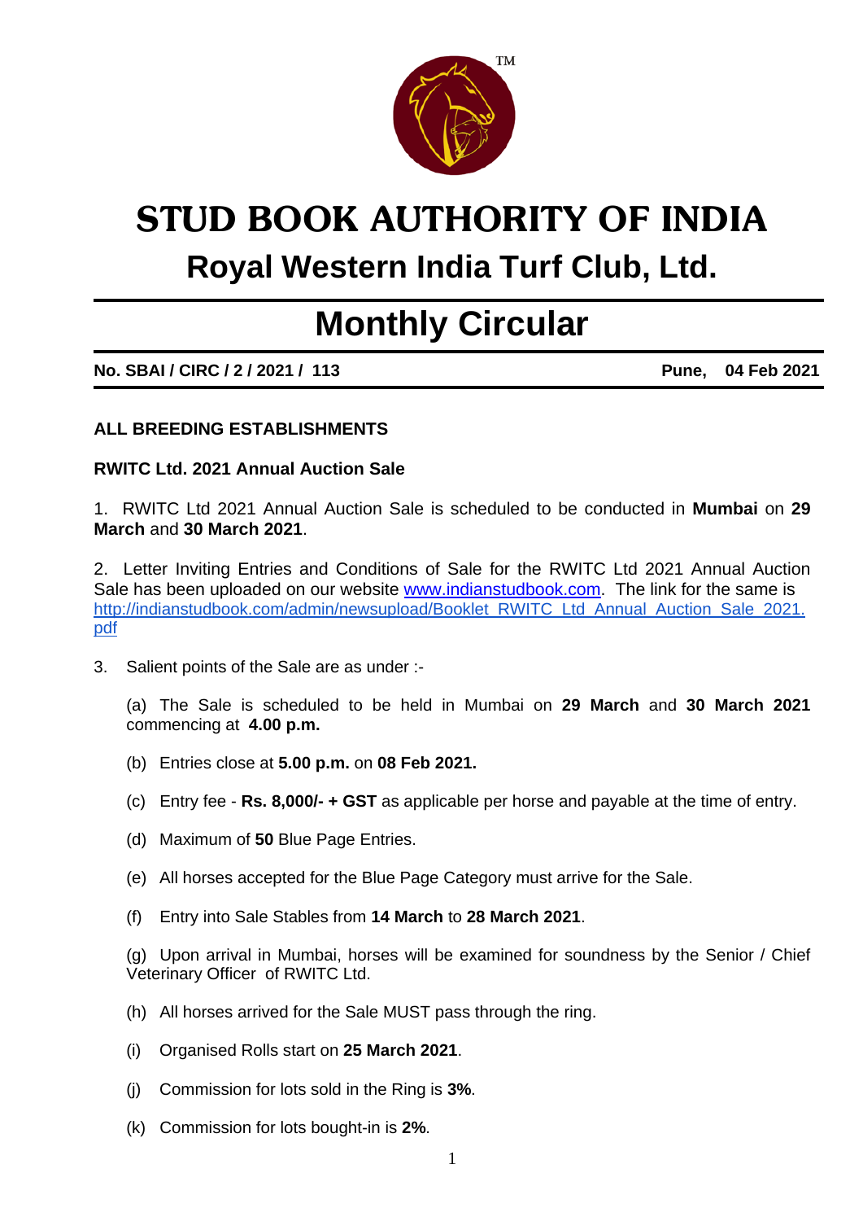# STUD BOOK AUTHORITY OF INDIA

## Royal Western India Turf Club, Ltd.

# Monthly Circular

**No. SBAI / CIRC / 2 / 2021 / 113** **Pune, 04 Feb 2021**

**ALL BREEDING ESTABLISHMENTS**

**RWITC Ltd. 2021 Annual Auction Sale**

1. RWITC Ltd 2021 Annual Auction Sale is scheduled to be conducted in **Mumbai** on **29 March** and **30 March 2021**.

2. Letter Inviting Entries and Conditions of Sale for the RWITC Ltd 2021 Annual Auction Sale has been uploaded on our website [www.indianstudbook.com](www.indianstudbook.com). The link for the same is [http://indianstudbook.com/admin/newsupload/Booklet_RWITC_Ltd_Annual_Auction_Sale_2021.pdf](http://indianstudbook.com/admin/newsupload/Booklet_RWITC_Ltd_Annual_Auction_Sale_2021.pdf)

3. Salient points of the Sale are as under :-

   (a) The Sale is scheduled to be held in Mumbai on **29 March** and **30 March 2021** commencing at **4.00 p.m.**

   (b) Entries close at **5.00 p.m.** on **08 Feb 2021.**

   (c) Entry fee - **Rs. 8,000/- + GST** as applicable per horse and payable at the time of entry.

   (d) Maximum of **50** Blue Page Entries.

   (e) All horses accepted for the Blue Page Category must arrive for the Sale.

   (f) Entry into Sale Stables from **14 March** to **28 March 2021**.

   (g) Upon arrival in Mumbai, horses will be examined for soundness by the Senior / Chief Veterinary Officer of RWITC Ltd.

   (h) All horses arrived for the Sale MUST pass through the ring.

   (i) Organised Rolls start on **25 March 2021**.

   (j) Commission for lots sold in the Ring is **3%**.

   (k) Commission for lots bought-in is **2%**.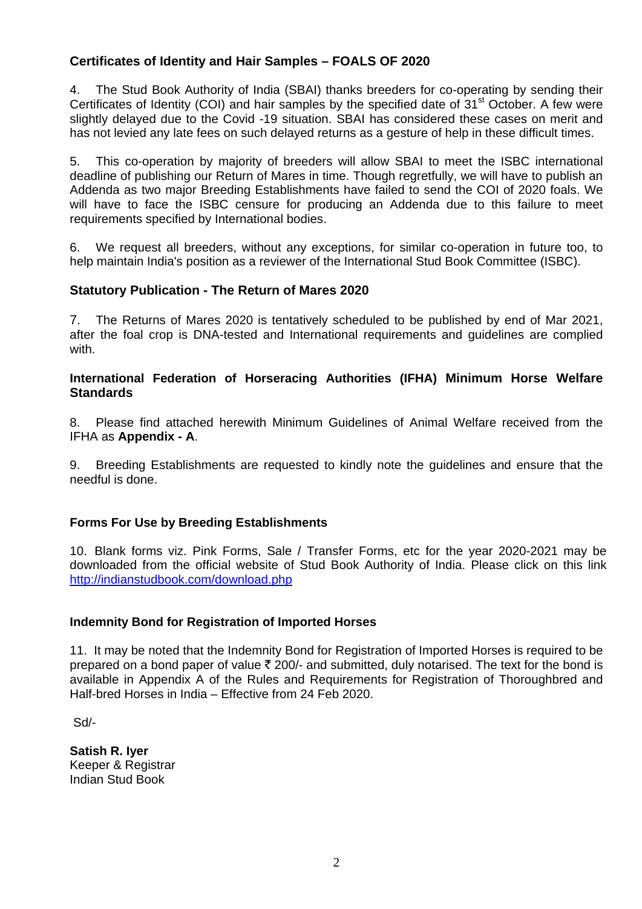### Certificates of Identity and Hair Samples – FOALS OF 2020

4. The Stud Book Authority of India (SBAI) thanks breeders for co-operating by sending their Certificates of Identity (COI) and hair samples by the specified date of 31st October. A few were slightly delayed due to the Covid -19 situation. SBAI has considered these cases on merit and has not levied any late fees on such delayed returns as a gesture of help in these difficult times.

5. This co-operation by majority of breeders will allow SBAI to meet the ISBC international deadline of publishing our Return of Mares in time. Though regretfully, we will have to publish an Addenda as two major Breeding Establishments have failed to send the COI of 2020 foals. We will have to face the ISBC censure for producing an Addenda due to this failure to meet requirements specified by International bodies.

6. We request all breeders, without any exceptions, for similar co-operation in future too, to help maintain India's position as a reviewer of the International Stud Book Committee (ISBC).

### Statutory Publication - The Return of Mares 2020

7. The Returns of Mares 2020 is tentatively scheduled to be published by end of Mar 2021, after the foal crop is DNA-tested and International requirements and guidelines are complied with.

### International Federation of Horseracing Authorities (IFHA) Minimum Horse Welfare Standards

8. Please find attached herewith Minimum Guidelines of Animal Welfare received from the IFHA as **Appendix - A**.

9. Breeding Establishments are requested to kindly note the guidelines and ensure that the needful is done.

### Forms For Use by Breeding Establishments

10. Blank forms viz. Pink Forms, Sale / Transfer Forms, etc for the year 2020-2021 may be downloaded from the official website of Stud Book Authority of India. Please click on this link http://indianstudbook.com/download.php

### Indemnity Bond for Registration of Imported Horses

11. It may be noted that the Indemnity Bond for Registration of Imported Horses is required to be prepared on a bond paper of value ₹ 200/- and submitted, duly notarised. The text for the bond is available in Appendix A of the Rules and Requirements for Registration of Thoroughbred and Half-bred Horses in India – Effective from 24 Feb 2020.

Sd/-

**Satish R. Iyer**
Keeper & Registrar
Indian Stud Book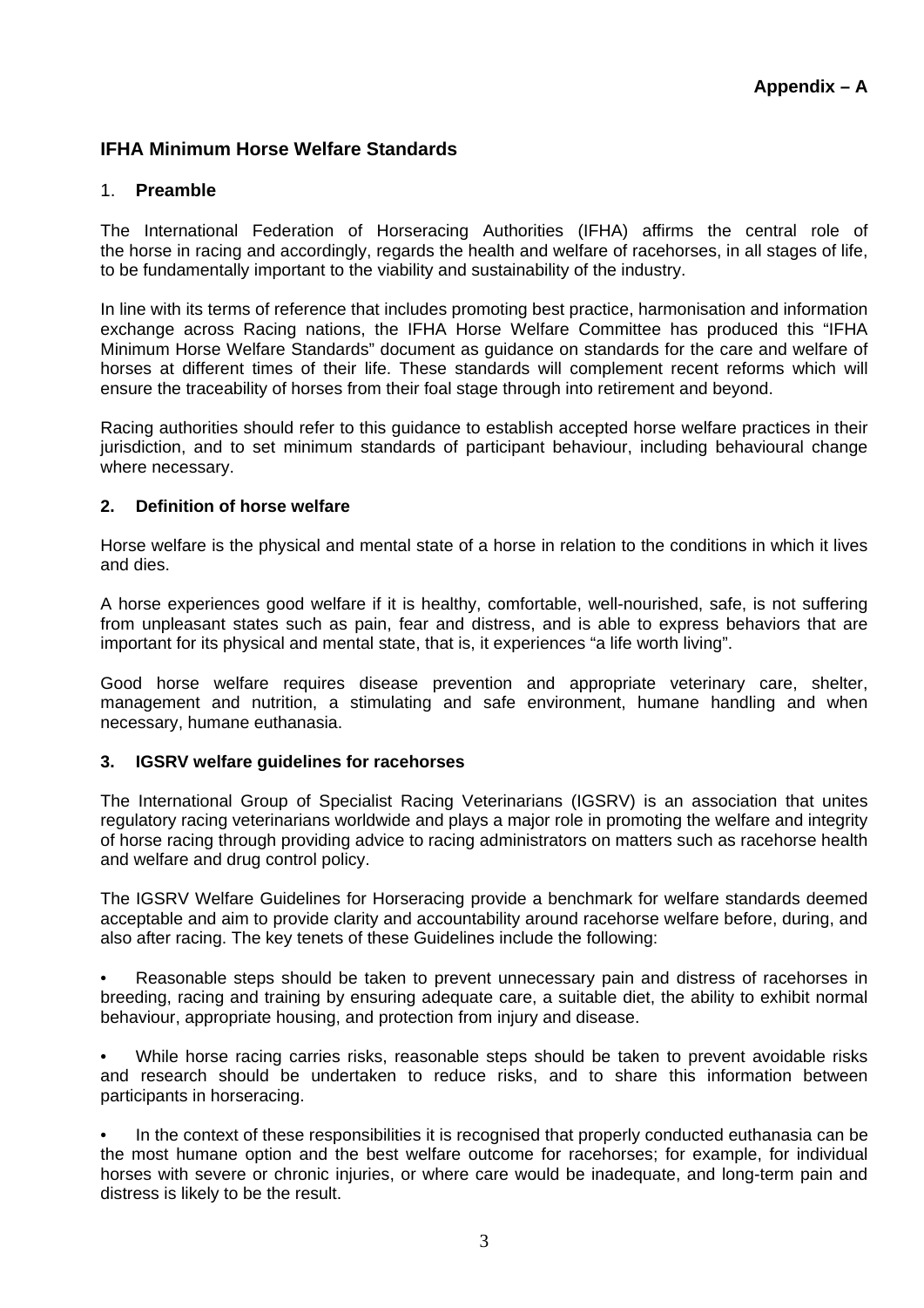**Appendix – A**

## IFHA Minimum Horse Welfare Standards

### 1. Preamble

The International Federation of Horseracing Authorities (IFHA) affirms the central role of the horse in racing and accordingly, regards the health and welfare of racehorses, in all stages of life, to be fundamentally important to the viability and sustainability of the industry.

In line with its terms of reference that includes promoting best practice, harmonisation and information exchange across Racing nations, the IFHA Horse Welfare Committee has produced this "IFHA Minimum Horse Welfare Standards" document as guidance on standards for the care and welfare of horses at different times of their life. These standards will complement recent reforms which will ensure the traceability of horses from their foal stage through into retirement and beyond.

Racing authorities should refer to this guidance to establish accepted horse welfare practices in their jurisdiction, and to set minimum standards of participant behaviour, including behavioural change where necessary.

### 2. Definition of horse welfare

Horse welfare is the physical and mental state of a horse in relation to the conditions in which it lives and dies.

A horse experiences good welfare if it is healthy, comfortable, well-nourished, safe, is not suffering from unpleasant states such as pain, fear and distress, and is able to express behaviors that are important for its physical and mental state, that is, it experiences "a life worth living".

Good horse welfare requires disease prevention and appropriate veterinary care, shelter, management and nutrition, a stimulating and safe environment, humane handling and when necessary, humane euthanasia.

### 3. IGSRV welfare guidelines for racehorses

The International Group of Specialist Racing Veterinarians (IGSRV) is an association that unites regulatory racing veterinarians worldwide and plays a major role in promoting the welfare and integrity of horse racing through providing advice to racing administrators on matters such as racehorse health and welfare and drug control policy.

The IGSRV Welfare Guidelines for Horseracing provide a benchmark for welfare standards deemed acceptable and aim to provide clarity and accountability around racehorse welfare before, during, and also after racing. The key tenets of these Guidelines include the following:

- Reasonable steps should be taken to prevent unnecessary pain and distress of racehorses in breeding, racing and training by ensuring adequate care, a suitable diet, the ability to exhibit normal behaviour, appropriate housing, and protection from injury and disease.

- While horse racing carries risks, reasonable steps should be taken to prevent avoidable risks and research should be undertaken to reduce risks, and to share this information between participants in horseracing.

- In the context of these responsibilities it is recognised that properly conducted euthanasia can be the most humane option and the best welfare outcome for racehorses; for example, for individual horses with severe or chronic injuries, or where care would be inadequate, and long-term pain and distress is likely to be the result.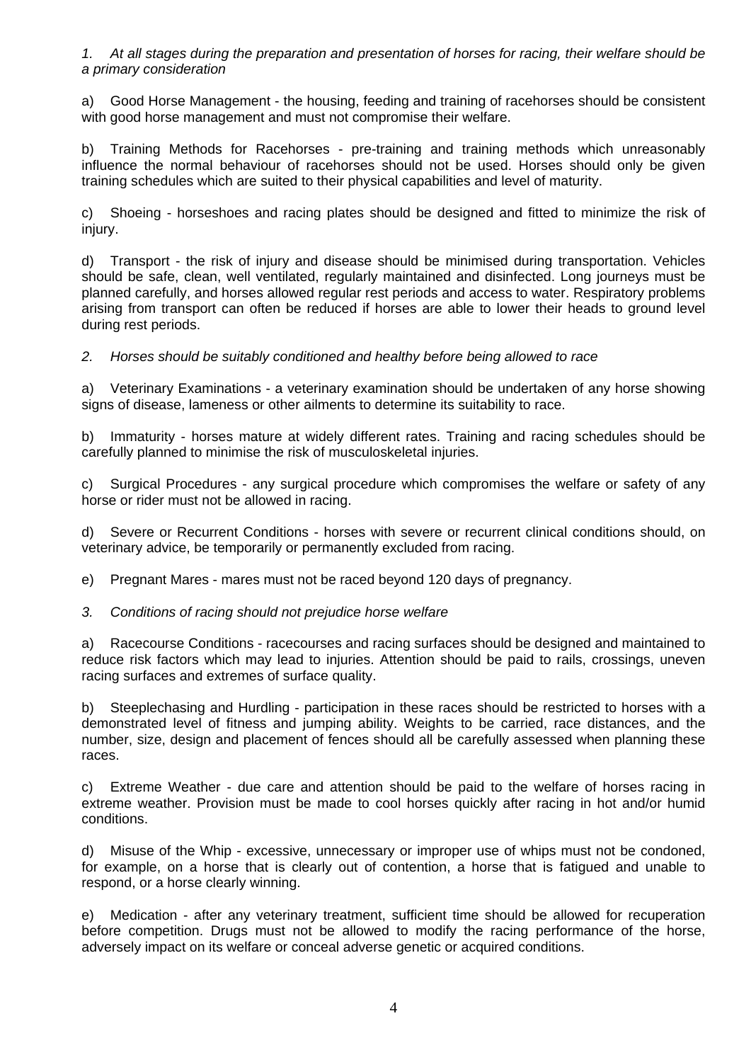*1. At all stages during the preparation and presentation of horses for racing, their welfare should be a primary consideration*

a) Good Horse Management - the housing, feeding and training of racehorses should be consistent with good horse management and must not compromise their welfare.

b) Training Methods for Racehorses - pre-training and training methods which unreasonably influence the normal behaviour of racehorses should not be used. Horses should only be given training schedules which are suited to their physical capabilities and level of maturity.

c) Shoeing - horseshoes and racing plates should be designed and fitted to minimize the risk of injury.

d) Transport - the risk of injury and disease should be minimised during transportation. Vehicles should be safe, clean, well ventilated, regularly maintained and disinfected. Long journeys must be planned carefully, and horses allowed regular rest periods and access to water. Respiratory problems arising from transport can often be reduced if horses are able to lower their heads to ground level during rest periods.

*2. Horses should be suitably conditioned and healthy before being allowed to race*

a) Veterinary Examinations - a veterinary examination should be undertaken of any horse showing signs of disease, lameness or other ailments to determine its suitability to race.

b) Immaturity - horses mature at widely different rates. Training and racing schedules should be carefully planned to minimise the risk of musculoskeletal injuries.

c) Surgical Procedures - any surgical procedure which compromises the welfare or safety of any horse or rider must not be allowed in racing.

d) Severe or Recurrent Conditions - horses with severe or recurrent clinical conditions should, on veterinary advice, be temporarily or permanently excluded from racing.

e) Pregnant Mares - mares must not be raced beyond 120 days of pregnancy.

*3. Conditions of racing should not prejudice horse welfare*

a) Racecourse Conditions - racecourses and racing surfaces should be designed and maintained to reduce risk factors which may lead to injuries. Attention should be paid to rails, crossings, uneven racing surfaces and extremes of surface quality.

b) Steeplechasing and Hurdling - participation in these races should be restricted to horses with a demonstrated level of fitness and jumping ability. Weights to be carried, race distances, and the number, size, design and placement of fences should all be carefully assessed when planning these races.

c) Extreme Weather - due care and attention should be paid to the welfare of horses racing in extreme weather. Provision must be made to cool horses quickly after racing in hot and/or humid conditions.

d) Misuse of the Whip - excessive, unnecessary or improper use of whips must not be condoned, for example, on a horse that is clearly out of contention, a horse that is fatigued and unable to respond, or a horse clearly winning.

e) Medication - after any veterinary treatment, sufficient time should be allowed for recuperation before competition. Drugs must not be allowed to modify the racing performance of the horse, adversely impact on its welfare or conceal adverse genetic or acquired conditions.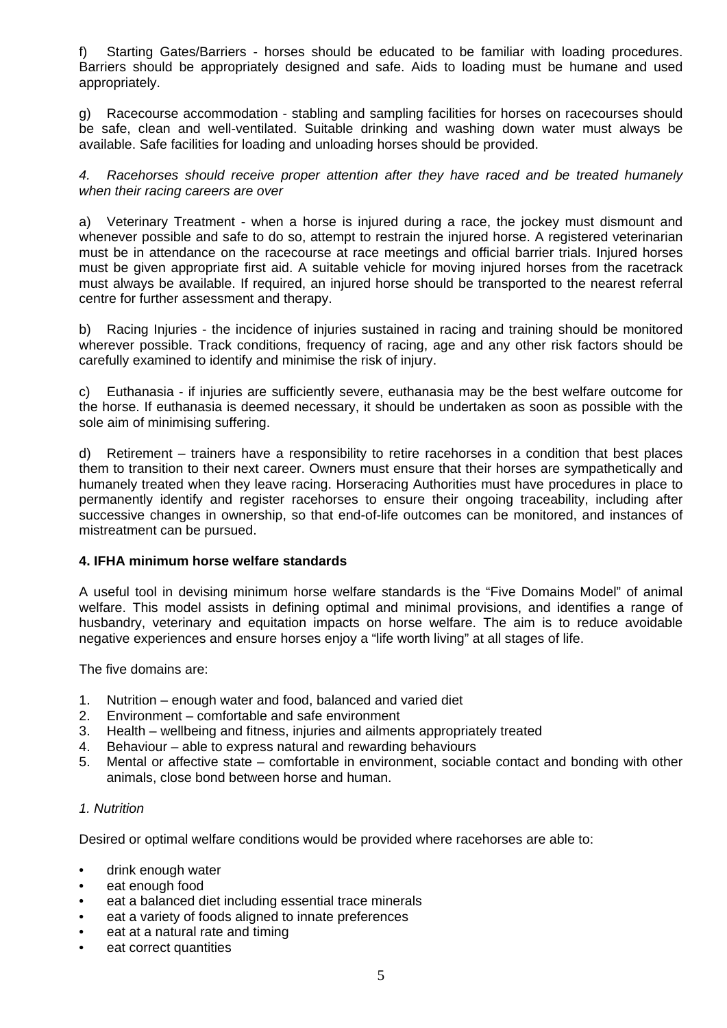f) Starting Gates/Barriers - horses should be educated to be familiar with loading procedures. Barriers should be appropriately designed and safe. Aids to loading must be humane and used appropriately.

g) Racecourse accommodation - stabling and sampling facilities for horses on racecourses should be safe, clean and well-ventilated. Suitable drinking and washing down water must always be available. Safe facilities for loading and unloading horses should be provided.

*4. Racehorses should receive proper attention after they have raced and be treated humanely when their racing careers are over*

a) Veterinary Treatment - when a horse is injured during a race, the jockey must dismount and whenever possible and safe to do so, attempt to restrain the injured horse. A registered veterinarian must be in attendance on the racecourse at race meetings and official barrier trials. Injured horses must be given appropriate first aid. A suitable vehicle for moving injured horses from the racetrack must always be available. If required, an injured horse should be transported to the nearest referral centre for further assessment and therapy.

b) Racing Injuries - the incidence of injuries sustained in racing and training should be monitored wherever possible. Track conditions, frequency of racing, age and any other risk factors should be carefully examined to identify and minimise the risk of injury.

c) Euthanasia - if injuries are sufficiently severe, euthanasia may be the best welfare outcome for the horse. If euthanasia is deemed necessary, it should be undertaken as soon as possible with the sole aim of minimising suffering.

d) Retirement – trainers have a responsibility to retire racehorses in a condition that best places them to transition to their next career. Owners must ensure that their horses are sympathetically and humanely treated when they leave racing. Horseracing Authorities must have procedures in place to permanently identify and register racehorses to ensure their ongoing traceability, including after successive changes in ownership, so that end-of-life outcomes can be monitored, and instances of mistreatment can be pursued.

## 4. IFHA minimum horse welfare standards

A useful tool in devising minimum horse welfare standards is the "Five Domains Model" of animal welfare. This model assists in defining optimal and minimal provisions, and identifies a range of husbandry, veterinary and equitation impacts on horse welfare. The aim is to reduce avoidable negative experiences and ensure horses enjoy a "life worth living" at all stages of life.

The five domains are:

1. Nutrition – enough water and food, balanced and varied diet
2. Environment – comfortable and safe environment
3. Health – wellbeing and fitness, injuries and ailments appropriately treated
4. Behaviour – able to express natural and rewarding behaviours
5. Mental or affective state – comfortable in environment, sociable contact and bonding with other animals, close bond between horse and human.

*1. Nutrition*

Desired or optimal welfare conditions would be provided where racehorses are able to:

- drink enough water
- eat enough food
- eat a balanced diet including essential trace minerals
- eat a variety of foods aligned to innate preferences
- eat at a natural rate and timing
- eat correct quantities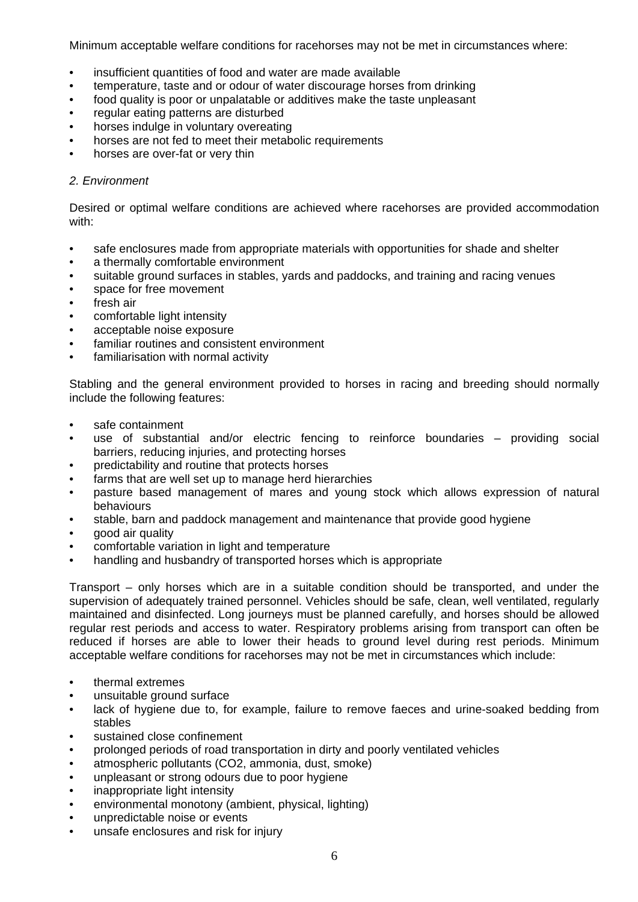Minimum acceptable welfare conditions for racehorses may not be met in circumstances where:

- insufficient quantities of food and water are made available
- temperature, taste and or odour of water discourage horses from drinking
- food quality is poor or unpalatable or additives make the taste unpleasant
- regular eating patterns are disturbed
- horses indulge in voluntary overeating
- horses are not fed to meet their metabolic requirements
- horses are over-fat or very thin

*2. Environment*

Desired or optimal welfare conditions are achieved where racehorses are provided accommodation with:

- safe enclosures made from appropriate materials with opportunities for shade and shelter
- a thermally comfortable environment
- suitable ground surfaces in stables, yards and paddocks, and training and racing venues
- space for free movement
- fresh air
- comfortable light intensity
- acceptable noise exposure
- familiar routines and consistent environment
- familiarisation with normal activity

Stabling and the general environment provided to horses in racing and breeding should normally include the following features:

- safe containment
- use of substantial and/or electric fencing to reinforce boundaries – providing social barriers, reducing injuries, and protecting horses
- predictability and routine that protects horses
- farms that are well set up to manage herd hierarchies
- pasture based management of mares and young stock which allows expression of natural behaviours
- stable, barn and paddock management and maintenance that provide good hygiene
- good air quality
- comfortable variation in light and temperature
- handling and husbandry of transported horses which is appropriate

Transport – only horses which are in a suitable condition should be transported, and under the supervision of adequately trained personnel. Vehicles should be safe, clean, well ventilated, regularly maintained and disinfected. Long journeys must be planned carefully, and horses should be allowed regular rest periods and access to water. Respiratory problems arising from transport can often be reduced if horses are able to lower their heads to ground level during rest periods. Minimum acceptable welfare conditions for racehorses may not be met in circumstances which include:

- thermal extremes
- unsuitable ground surface
- lack of hygiene due to, for example, failure to remove faeces and urine-soaked bedding from stables
- sustained close confinement
- prolonged periods of road transportation in dirty and poorly ventilated vehicles
- atmospheric pollutants ($CO_2$, ammonia, dust, smoke)
- unpleasant or strong odours due to poor hygiene
- inappropriate light intensity
- environmental monotony (ambient, physical, lighting)
- unpredictable noise or events
- unsafe enclosures and risk for injury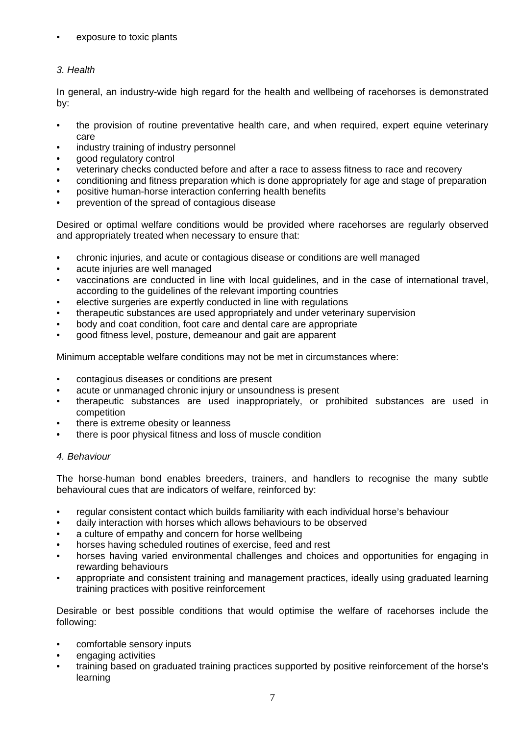- exposure to toxic plants

*3. Health*

In general, an industry-wide high regard for the health and wellbeing of racehorses is demonstrated by:

- the provision of routine preventative health care, and when required, expert equine veterinary care
- industry training of industry personnel
- good regulatory control
- veterinary checks conducted before and after a race to assess fitness to race and recovery
- conditioning and fitness preparation which is done appropriately for age and stage of preparation
- positive human-horse interaction conferring health benefits
- prevention of the spread of contagious disease

Desired or optimal welfare conditions would be provided where racehorses are regularly observed and appropriately treated when necessary to ensure that:

- chronic injuries, and acute or contagious disease or conditions are well managed
- acute injuries are well managed
- vaccinations are conducted in line with local guidelines, and in the case of international travel, according to the guidelines of the relevant importing countries
- elective surgeries are expertly conducted in line with regulations
- therapeutic substances are used appropriately and under veterinary supervision
- body and coat condition, foot care and dental care are appropriate
- good fitness level, posture, demeanour and gait are apparent

Minimum acceptable welfare conditions may not be met in circumstances where:

- contagious diseases or conditions are present
- acute or unmanaged chronic injury or unsoundness is present
- therapeutic substances are used inappropriately, or prohibited substances are used in competition
- there is extreme obesity or leanness
- there is poor physical fitness and loss of muscle condition

*4. Behaviour*

The horse-human bond enables breeders, trainers, and handlers to recognise the many subtle behavioural cues that are indicators of welfare, reinforced by:

- regular consistent contact which builds familiarity with each individual horse's behaviour
- daily interaction with horses which allows behaviours to be observed
- a culture of empathy and concern for horse wellbeing
- horses having scheduled routines of exercise, feed and rest
- horses having varied environmental challenges and choices and opportunities for engaging in rewarding behaviours
- appropriate and consistent training and management practices, ideally using graduated learning training practices with positive reinforcement

Desirable or best possible conditions that would optimise the welfare of racehorses include the following:

- comfortable sensory inputs
- engaging activities
- training based on graduated training practices supported by positive reinforcement of the horse's learning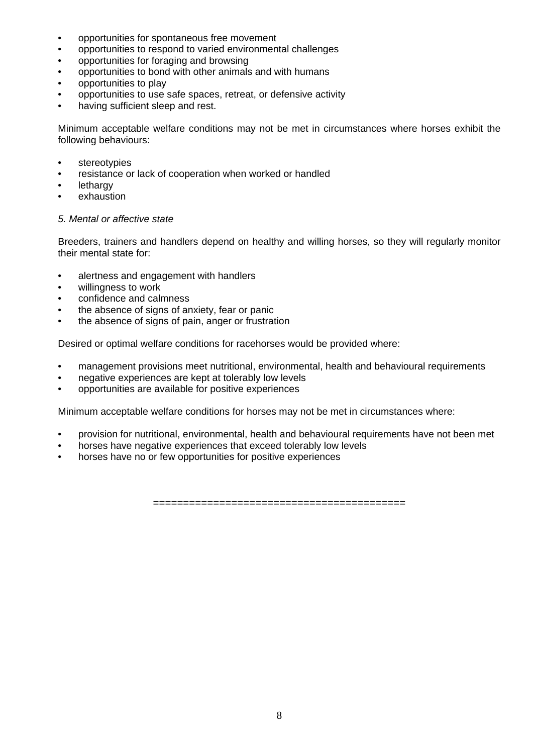- opportunities for spontaneous free movement
- opportunities to respond to varied environmental challenges
- opportunities for foraging and browsing
- opportunities to bond with other animals and with humans
- opportunities to play
- opportunities to use safe spaces, retreat, or defensive activity
- having sufficient sleep and rest.

Minimum acceptable welfare conditions may not be met in circumstances where horses exhibit the following behaviours:

- stereotypies
- resistance or lack of cooperation when worked or handled
- lethargy
- exhaustion

*5. Mental or affective state*

Breeders, trainers and handlers depend on healthy and willing horses, so they will regularly monitor their mental state for:

- alertness and engagement with handlers
- willingness to work
- confidence and calmness
- the absence of signs of anxiety, fear or panic
- the absence of signs of pain, anger or frustration

Desired or optimal welfare conditions for racehorses would be provided where:

- management provisions meet nutritional, environmental, health and behavioural requirements
- negative experiences are kept at tolerably low levels
- opportunities are available for positive experiences

Minimum acceptable welfare conditions for horses may not be met in circumstances where:

- provision for nutritional, environmental, health and behavioural requirements have not been met
- horses have negative experiences that exceed tolerably low levels
- horses have no or few opportunities for positive experiences

========================================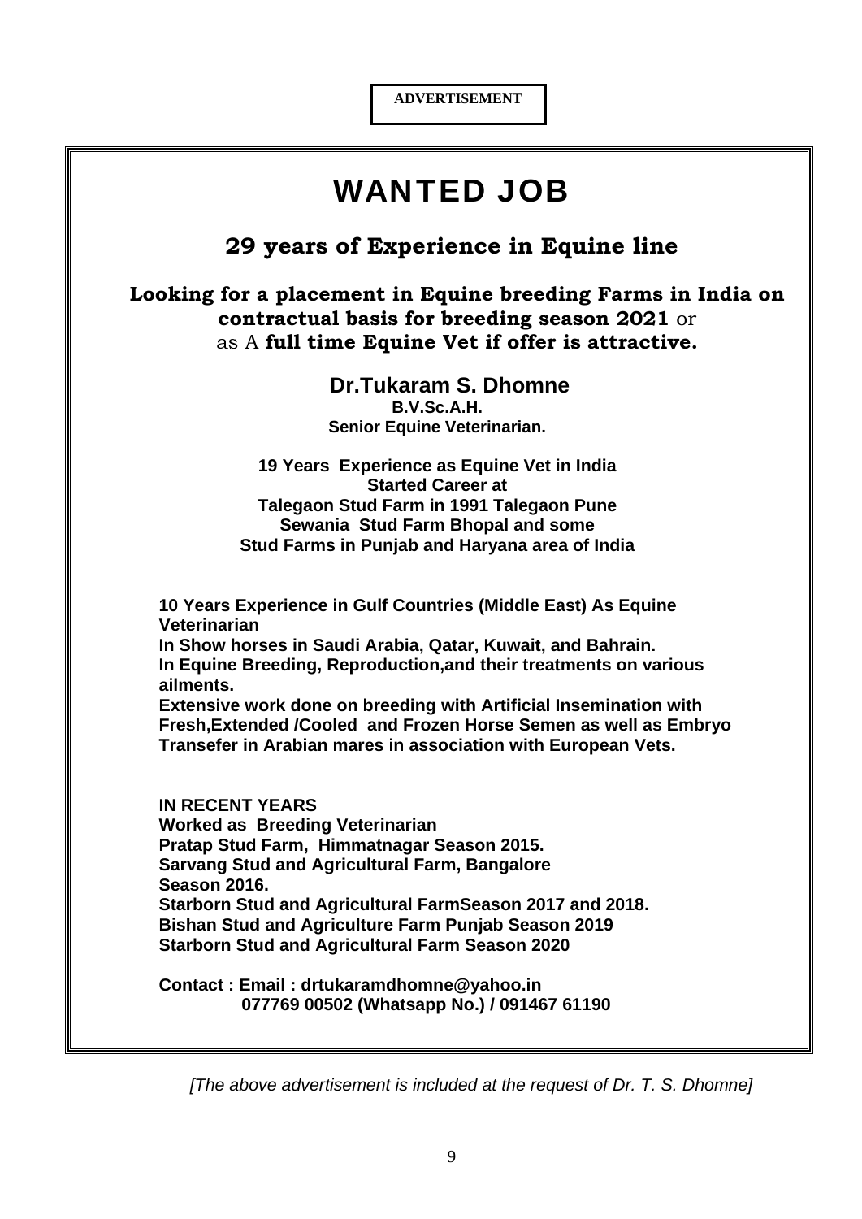**ADVERTISEMENT**

# WANTED JOB

## 29 years of Experience in Equine line

**Looking for a placement in Equine breeding Farms in India on contractual basis for breeding season 2021** or as A **full time Equine Vet if offer is attractive.**

**Dr.Tukaram S. Dhomne**
**B.V.Sc.A.H.**
**Senior Equine Veterinarian.**

**19 Years Experience as Equine Vet in India**
**Started Career at**
**Talegaon Stud Farm in 1991 Talegaon Pune**
**Sewania Stud Farm Bhopal and some**
**Stud Farms in Punjab and Haryana area of India**

**10 Years Experience in Gulf Countries (Middle East) As Equine Veterinarian**
**In Show horses in Saudi Arabia, Qatar, Kuwait, and Bahrain.**
**In Equine Breeding, Reproduction,and their treatments on various ailments.**
**Extensive work done on breeding with Artificial Insemination with Fresh,Extended /Cooled and Frozen Horse Semen as well as Embryo Transefer in Arabian mares in association with European Vets.**

**IN RECENT YEARS**
**Worked as Breeding Veterinarian**
**Pratap Stud Farm, Himmatnagar Season 2015.**
**Sarvang Stud and Agricultural Farm, Bangalore Season 2016.**
**Starborn Stud and Agricultural FarmSeason 2017 and 2018.**
**Bishan Stud and Agriculture Farm Punjab Season 2019**
**Starborn Stud and Agricultural Farm Season 2020**

**Contact : Email : drtukaramdhomne@yahoo.in**
**077769 00502 (Whatsapp No.) / 091467 61190**

*[The above advertisement is included at the request of Dr. T. S. Dhomne]*